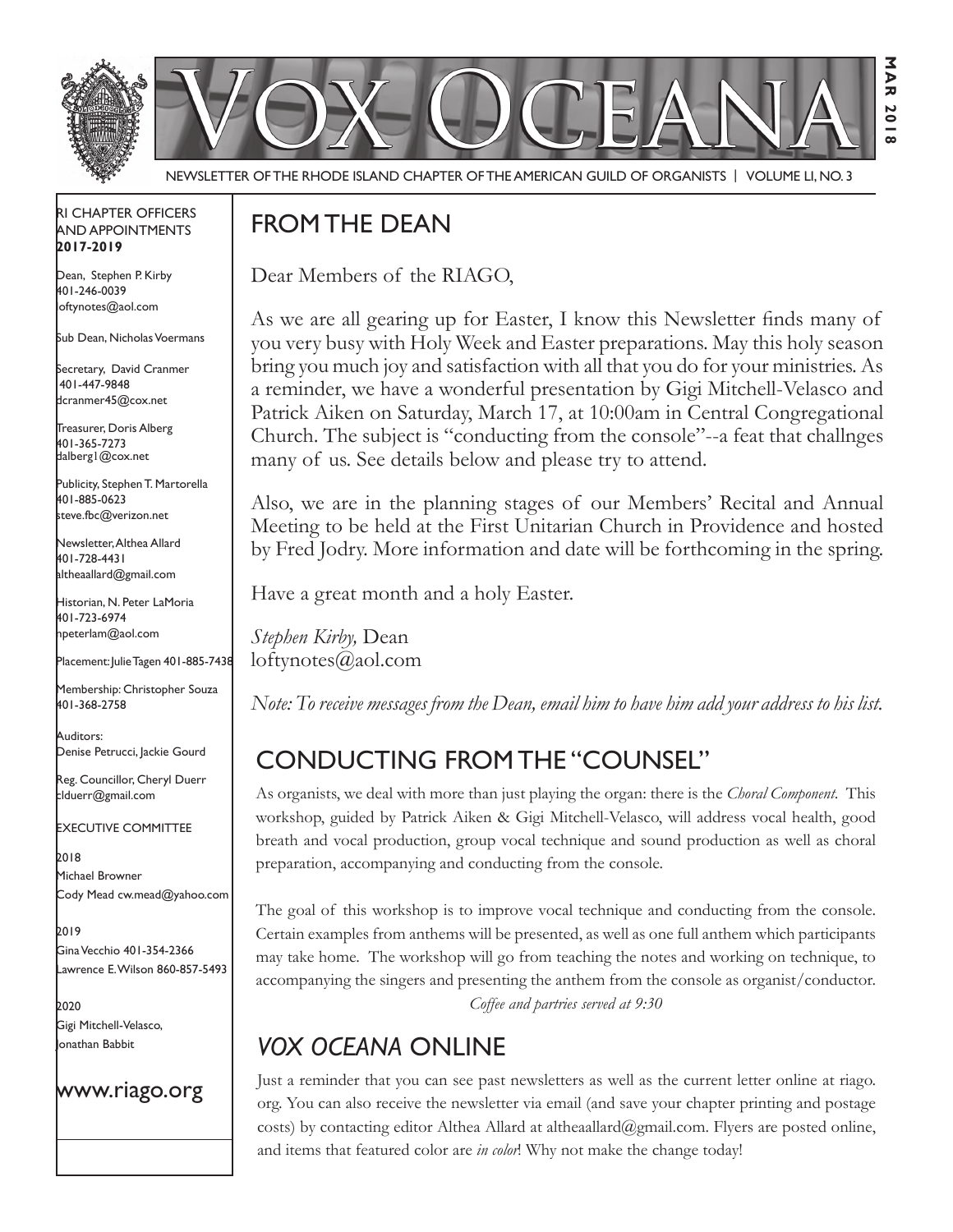# VOX OCEANA

NEWSLETTER OF THE RHODE ISLAND CHAPTER OF THE AMERICAN GUILD OF ORGANISTS | VOLUME LI, NO. 3

MAR 2018

RI CHAPTER OFFICERS AND APPOINTMENTS **2017-2019**

Dean, Stephen P. Kirby
401-246-0039
loftynotes@aol.com

Sub Dean, Nicholas Voermans

Secretary, David Cranmer
401-447-9848
dcranmer45@cox.net

Treasurer, Doris Alberg
401-365-7273
dalberg1@cox.net

Publicity, Stephen T. Martorella
401-885-0623
steve.fbc@verizon.net

Newsletter, Althea Allard
401-728-4431
altheaallard@gmail.com

Historian, N. Peter LaMoria
401-723-6974
npeterlam@aol.com

Placement: Julie Tagen 401-885-7438

Membership: Christopher Souza
401-368-2758

Auditors:
Denise Petrucci, Jackie Gourd

Reg. Councillor, Cheryl Duerr
clduerr@gmail.com

EXECUTIVE COMMITTEE

2018
Michael Browner
Cody Mead cw.mead@yahoo.com

2019
Gina Vecchio 401-354-2366
Lawrence E. Wilson 860-857-5493

2020
Gigi Mitchell-Velasco,
Jonathan Babbit

www.riago.org

## FROM THE DEAN

Dear Members of the RIAGO,

As we are all gearing up for Easter, I know this Newsletter finds many of you very busy with Holy Week and Easter preparations. May this holy season bring you much joy and satisfaction with all that you do for your ministries. As a reminder, we have a wonderful presentation by Gigi Mitchell-Velasco and Patrick Aiken on Saturday, March 17, at 10:00am in Central Congregational Church. The subject is "conducting from the console"--a feat that challnges many of us. See details below and please try to attend.

Also, we are in the planning stages of our Members' Recital and Annual Meeting to be held at the First Unitarian Church in Providence and hosted by Fred Jodry. More information and date will be forthcoming in the spring.

Have a great month and a holy Easter.

*Stephen Kirby,* Dean
loftynotes@aol.com

*Note: To receive messages from the Dean, email him to have him add your address to his list.*

## CONDUCTING FROM THE "COUNSEL"

As organists, we deal with more than just playing the organ: there is the *Choral Component*. This workshop, guided by Patrick Aiken & Gigi Mitchell-Velasco, will address vocal health, good breath and vocal production, group vocal technique and sound production as well as choral preparation, accompanying and conducting from the console.

The goal of this workshop is to improve vocal technique and conducting from the console. Certain examples from anthems will be presented, as well as one full anthem which participants may take home. The workshop will go from teaching the notes and working on technique, to accompanying the singers and presenting the anthem from the console as organist/conductor.

*Coffee and partries served at 9:30*

## *VOX OCEANA* ONLINE

Just a reminder that you can see past newsletters as well as the current letter online at riago.org. You can also receive the newsletter via email (and save your chapter printing and postage costs) by contacting editor Althea Allard at altheaallard@gmail.com. Flyers are posted online, and items that featured color are *in color*! Why not make the change today!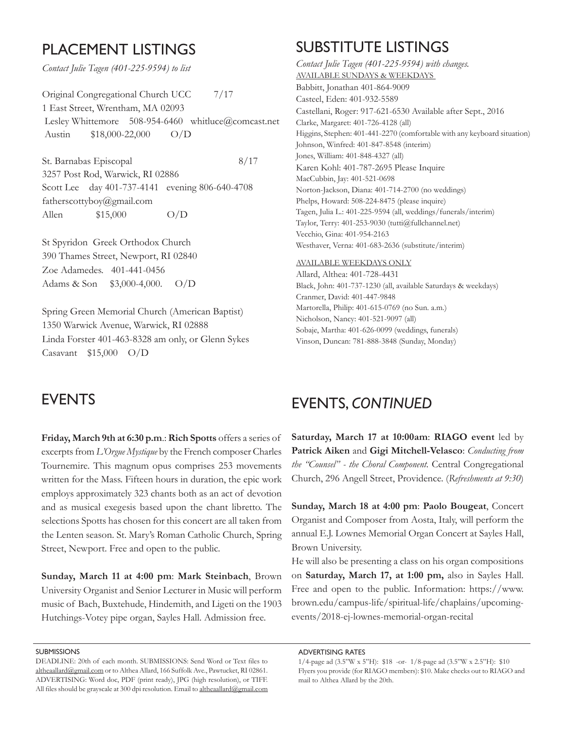## PLACEMENT LISTINGS

*Contact Julie Tagen (401-225-9594) to list*

Original Congregational Church UCC 7/17
1 East Street, Wrentham, MA 02093
Lesley Whittemore 508-954-6460 whitluce@comcast.net
Austin $18,000-22,000 O/D

St. Barnabas Episcopal 8/17
3257 Post Rod, Warwick, RI 02886
Scott Lee day 401-737-4141 evening 806-640-4708
fatherscottyboy@gmail.com
Allen $15,000 O/D

St Spyridon Greek Orthodox Church
390 Thames Street, Newport, RI 02840
Zoe Adamedes. 401-441-0456
Adams & Son $3,000-4,000. O/D

Spring Green Memorial Church (American Baptist)
1350 Warwick Avenue, Warwick, RI 02888
Linda Forster 401-463-8328 am only, or Glenn Sykes
Casavant $15,000 O/D

## SUBSTITUTE LISTINGS

*Contact Julie Tagen (401-225-9594) with changes.*

AVAILABLE SUNDAYS & WEEKDAYS

Babbitt, Jonathan 401-864-9009
Casteel, Eden: 401-932-5589
Castellani, Roger: 917-621-6530 Available after Sept., 2016
Clarke, Margaret: 401-726-4128 (all)
Higgins, Stephen: 401-441-2270 (comfortable with any keyboard situation)
Johnson, Winfred: 401-847-8548 (interim)
Jones, William: 401-848-4327 (all)
Karen Kohl: 401-787-2695 Please Inquire
MacCubbin, Jay: 401-521-0698
Norton-Jackson, Diana: 401-714-2700 (no weddings)
Phelps, Howard: 508-224-8475 (please inquire)
Tagen, Julia L.: 401-225-9594 (all, weddings/funerals/interim)
Taylor, Terry: 401-253-9030 (tutti@fullchannel.net)
Vecchio, Gina: 401-954-2163
Westhaver, Verna: 401-683-2636 (substitute/interim)

AVAILABLE WEEKDAYS ONLY

Allard, Althea: 401-728-4431
Black, John: 401-737-1230 (all, available Saturdays & weekdays)
Cranmer, David: 401-447-9848
Martorella, Philip: 401-615-0769 (no Sun. a.m.)
Nicholson, Nancy: 401-521-9097 (all)
Sobaje, Martha: 401-626-0099 (weddings, funerals)
Vinson, Duncan: 781-888-3848 (Sunday, Monday)

## EVENTS

**Friday, March 9th at 6:30 p.m.**: **Rich Spotts** offers a series of excerpts from *L'Orgue Mystique* by the French composer Charles Tournemire. This magnum opus comprises 253 movements written for the Mass. Fifteen hours in duration, the epic work employs approximately 323 chants both as an act of devotion and as musical exegesis based upon the chant libretto. The selections Spotts has chosen for this concert are all taken from the Lenten season. St. Mary's Roman Catholic Church, Spring Street, Newport. Free and open to the public.

**Sunday, March 11 at 4:00 pm**: **Mark Steinbach**, Brown University Organist and Senior Lecturer in Music will perform music of Bach, Buxtehude, Hindemith, and Ligeti on the 1903 Hutchings-Votey pipe organ, Sayles Hall. Admission free.

## EVENTS, *CONTINUED*

**Saturday, March 17 at 10:00am**: **RIAGO event** led by **Patrick Aiken** and **Gigi Mitchell-Velasco**: *Conducting from the "Counsel" - the Choral Component.* Central Congregational Church, 296 Angell Street, Providence. (*Refreshments at 9:30*)

**Sunday, March 18 at 4:00 pm**: **Paolo Bougeat**, Concert Organist and Composer from Aosta, Italy, will perform the annual E.J. Lownes Memorial Organ Concert at Sayles Hall, Brown University.

He will also be presenting a class on his organ compositions on **Saturday, March 17, at 1:00 pm,** also in Sayles Hall. Free and open to the public. Information: https://www.brown.edu/campus-life/spiritual-life/chaplains/upcoming-events/2018-ej-lownes-memorial-organ-recital

### SUBMISSIONS

DEADLINE: 20th of each month. SUBMISSIONS: Send Word or Text files to altheaallard@gmail.com or to Althea Allard, 166 Suffolk Ave., Pawtucket, RI 02861. ADVERTISING: Word doc, PDF (print ready), JPG (high resolution), or TIFF. All files should be grayscale at 300 dpi resolution. Email to altheaallard@gmail.com

### ADVERTISING RATES

1/4-page ad (3.5"W x 5"H): $18 -or- 1/8-page ad (3.5"W x 2.5"H): $10
Flyers you provide (for RIAGO members): $10. Make checks out to RIAGO and mail to Althea Allard by the 20th.